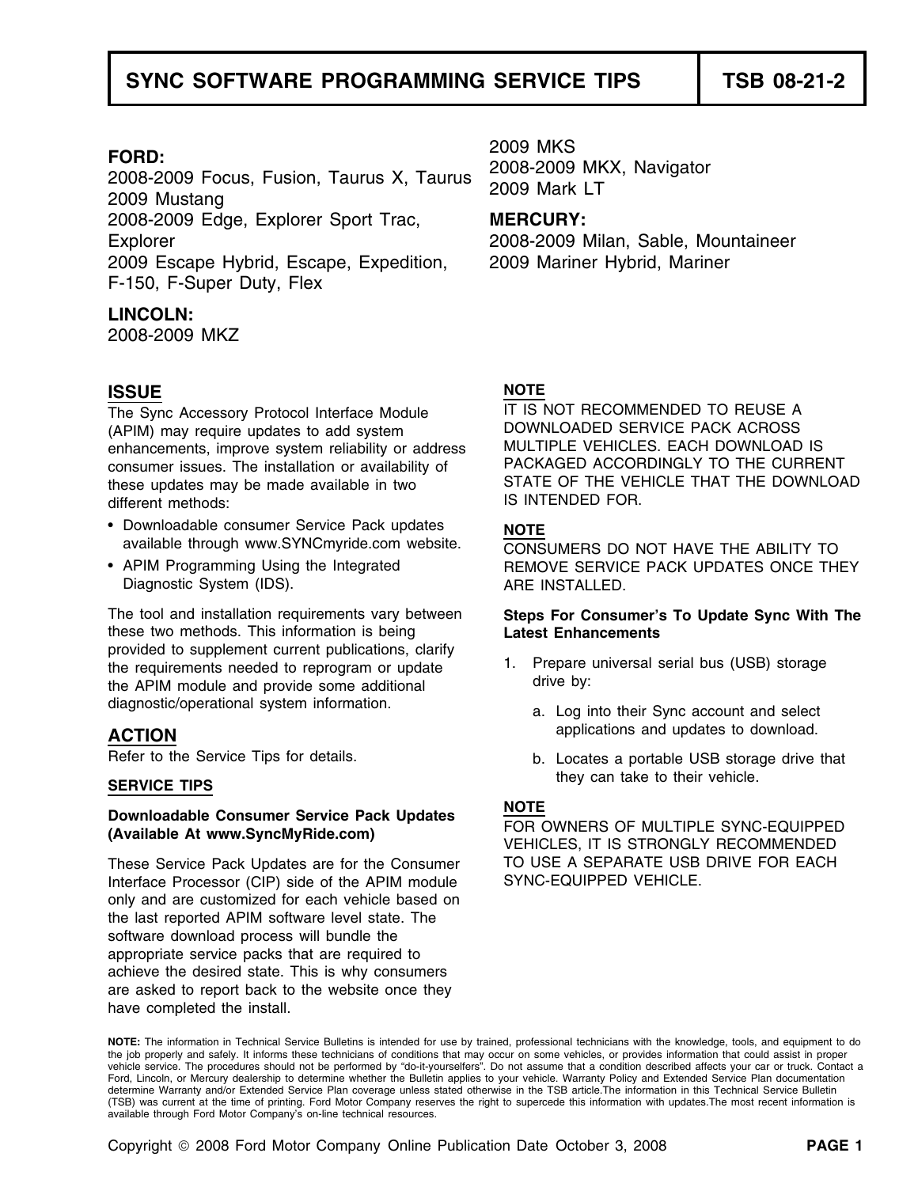# SYNC SOFTWARE PROGRAMMING SERVICE TIPS — TSB 08-21-2

**FORD:**
2008-2009 Focus, Fusion, Taurus X, Taurus
2009 Mustang
2008-2009 Edge, Explorer Sport Trac, Explorer
2009 Escape Hybrid, Escape, Expedition, F-150, F-Super Duty, Flex

**LINCOLN:**
2008-2009 MKZ
2009 MKS
2008-2009 MKX, Navigator
2009 Mark LT

**MERCURY:**
2008-2009 Milan, Sable, Mountaineer
2009 Mariner Hybrid, Mariner

## ISSUE

The Sync Accessory Protocol Interface Module (APIM) may require updates to add system enhancements, improve system reliability or address consumer issues. The installation or availability of these updates may be made available in two different methods:

- Downloadable consumer Service Pack updates available through www.SYNCmyride.com website.
- APIM Programming Using the Integrated Diagnostic System (IDS).

The tool and installation requirements vary between these two methods. This information is being provided to supplement current publications, clarify the requirements needed to reprogram or update the APIM module and provide some additional diagnostic/operational system information.

## ACTION

Refer to the Service Tips for details.

### SERVICE TIPS

**Downloadable Consumer Service Pack Updates (Available At www.SyncMyRide.com)**

These Service Pack Updates are for the Consumer Interface Processor (CIP) side of the APIM module only and are customized for each vehicle based on the last reported APIM software level state. The software download process will bundle the appropriate service packs that are required to achieve the desired state. This is why consumers are asked to report back to the website once they have completed the install.

**NOTE**
IT IS NOT RECOMMENDED TO REUSE A DOWNLOADED SERVICE PACK ACROSS MULTIPLE VEHICLES. EACH DOWNLOAD IS PACKAGED ACCORDINGLY TO THE CURRENT STATE OF THE VEHICLE THAT THE DOWNLOAD IS INTENDED FOR.

**NOTE**
CONSUMERS DO NOT HAVE THE ABILITY TO REMOVE SERVICE PACK UPDATES ONCE THEY ARE INSTALLED.

**Steps For Consumer's To Update Sync With The Latest Enhancements**

1. Prepare universal serial bus (USB) storage drive by:
   a. Log into their Sync account and select applications and updates to download.
   b. Locates a portable USB storage drive that they can take to their vehicle.

**NOTE**
FOR OWNERS OF MULTIPLE SYNC-EQUIPPED VEHICLES, IT IS STRONGLY RECOMMENDED TO USE A SEPARATE USB DRIVE FOR EACH SYNC-EQUIPPED VEHICLE.

**NOTE:** The information in Technical Service Bulletins is intended for use by trained, professional technicians with the knowledge, tools, and equipment to do the job properly and safely. It informs these technicians of conditions that may occur on some vehicles, or provides information that could assist in proper vehicle service. The procedures should not be performed by "do-it-yourselfers". Do not assume that a condition described affects your car or truck. Contact a Ford, Lincoln, or Mercury dealership to determine whether the Bulletin applies to your vehicle. Warranty Policy and Extended Service Plan documentation determine Warranty and/or Extended Service Plan coverage unless stated otherwise in the TSB article.The information in this Technical Service Bulletin (TSB) was current at the time of printing. Ford Motor Company reserves the right to supercede this information with updates.The most recent information is available through Ford Motor Company's on-line technical resources.

Copyright © 2008 Ford Motor Company Online Publication Date October 3, 2008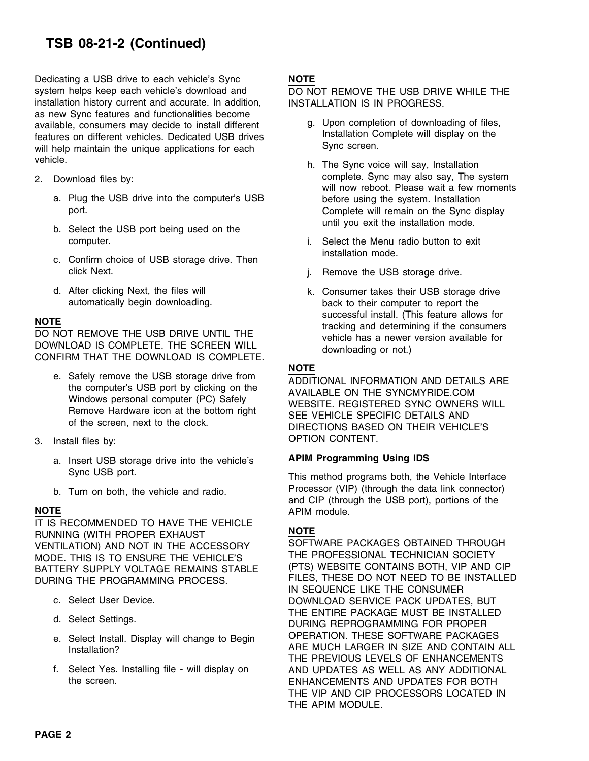Dedicating a USB drive to each vehicle's Sync system helps keep each vehicle's download and installation history current and accurate. In addition, as new Sync features and functionalities become available, consumers may decide to install different features on different vehicles. Dedicated USB drives will help maintain the unique applications for each vehicle.

2. Download files by:

   a. Plug the USB drive into the computer's USB port.

   b. Select the USB port being used on the computer.

   c. Confirm choice of USB storage drive. Then click Next.

   d. After clicking Next, the files will automatically begin downloading.

**NOTE**
DO NOT REMOVE THE USB DRIVE UNTIL THE DOWNLOAD IS COMPLETE. THE SCREEN WILL CONFIRM THAT THE DOWNLOAD IS COMPLETE.

   e. Safely remove the USB storage drive from the computer's USB port by clicking on the Windows personal computer (PC) Safely Remove Hardware icon at the bottom right of the screen, next to the clock.

3. Install files by:

   a. Insert USB storage drive into the vehicle's Sync USB port.

   b. Turn on both, the vehicle and radio.

**NOTE**
IT IS RECOMMENDED TO HAVE THE VEHICLE RUNNING (WITH PROPER EXHAUST VENTILATION) AND NOT IN THE ACCESSORY MODE. THIS IS TO ENSURE THE VEHICLE'S BATTERY SUPPLY VOLTAGE REMAINS STABLE DURING THE PROGRAMMING PROCESS.

   c. Select User Device.

   d. Select Settings.

   e. Select Install. Display will change to Begin Installation?

   f. Select Yes. Installing file - will display on the screen.

**NOTE**
DO NOT REMOVE THE USB DRIVE WHILE THE INSTALLATION IS IN PROGRESS.

   g. Upon completion of downloading of files, Installation Complete will display on the Sync screen.

   h. The Sync voice will say, Installation complete. Sync may also say, The system will now reboot. Please wait a few moments before using the system. Installation Complete will remain on the Sync display until you exit the installation mode.

   i. Select the Menu radio button to exit installation mode.

   j. Remove the USB storage drive.

   k. Consumer takes their USB storage drive back to their computer to report the successful install. (This feature allows for tracking and determining if the consumers vehicle has a newer version available for downloading or not.)

**NOTE**
ADDITIONAL INFORMATION AND DETAILS ARE AVAILABLE ON THE SYNCMYRIDE.COM WEBSITE. REGISTERED SYNC OWNERS WILL SEE VEHICLE SPECIFIC DETAILS AND DIRECTIONS BASED ON THEIR VEHICLE'S OPTION CONTENT.

**APIM Programming Using IDS**

This method programs both, the Vehicle Interface Processor (VIP) (through the data link connector) and CIP (through the USB port), portions of the APIM module.

**NOTE**
SOFTWARE PACKAGES OBTAINED THROUGH THE PROFESSIONAL TECHNICIAN SOCIETY (PTS) WEBSITE CONTAINS BOTH, VIP AND CIP FILES, THESE DO NOT NEED TO BE INSTALLED IN SEQUENCE LIKE THE CONSUMER DOWNLOAD SERVICE PACK UPDATES, BUT THE ENTIRE PACKAGE MUST BE INSTALLED DURING REPROGRAMMING FOR PROPER OPERATION. THESE SOFTWARE PACKAGES ARE MUCH LARGER IN SIZE AND CONTAIN ALL THE PREVIOUS LEVELS OF ENHANCEMENTS AND UPDATES AS WELL AS ANY ADDITIONAL ENHANCEMENTS AND UPDATES FOR BOTH THE VIP AND CIP PROCESSORS LOCATED IN THE APIM MODULE.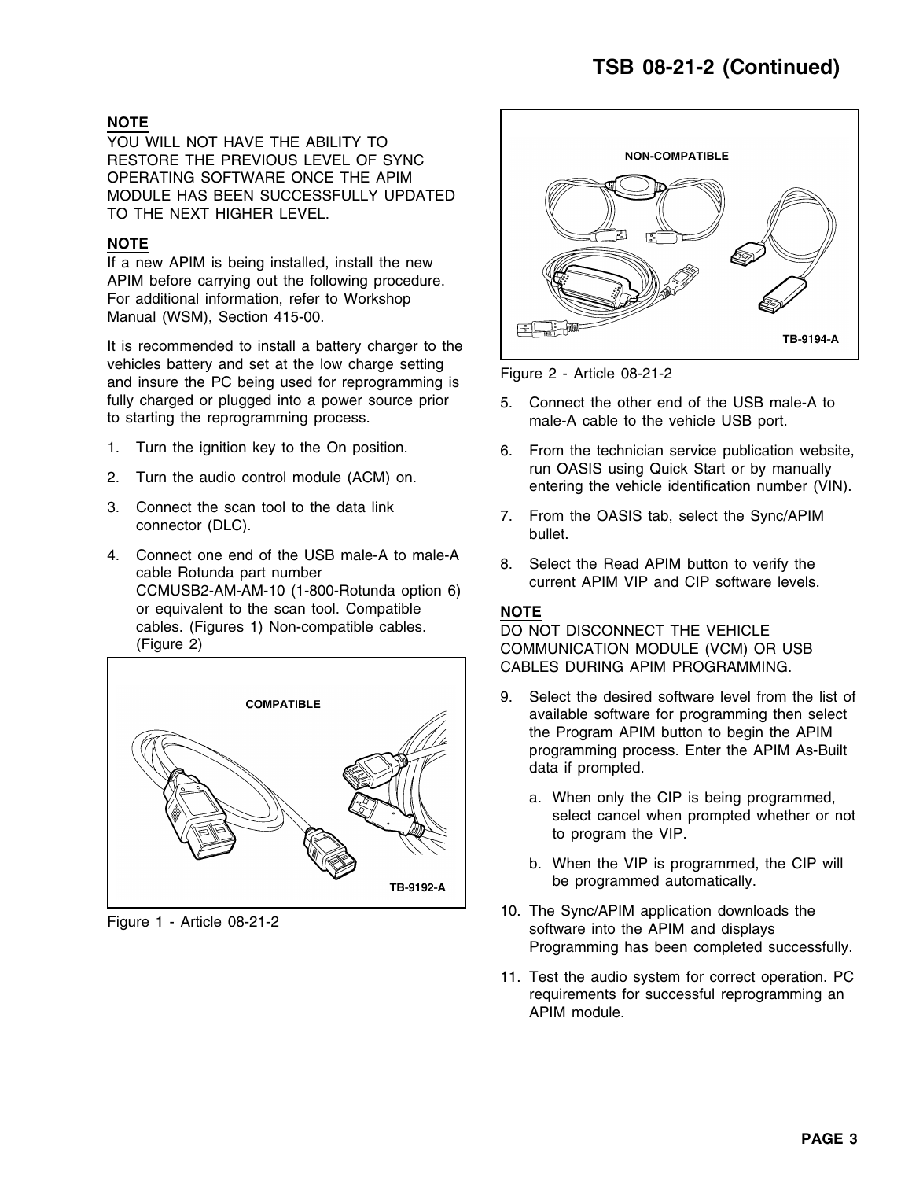**NOTE**
YOU WILL NOT HAVE THE ABILITY TO RESTORE THE PREVIOUS LEVEL OF SYNC OPERATING SOFTWARE ONCE THE APIM MODULE HAS BEEN SUCCESSFULLY UPDATED TO THE NEXT HIGHER LEVEL.

**NOTE**
If a new APIM is being installed, install the new APIM before carrying out the following procedure. For additional information, refer to Workshop Manual (WSM), Section 415-00.

It is recommended to install a battery charger to the vehicles battery and set at the low charge setting and insure the PC being used for reprogramming is fully charged or plugged into a power source prior to starting the reprogramming process.

1. Turn the ignition key to the On position.
2. Turn the audio control module (ACM) on.
3. Connect the scan tool to the data link connector (DLC).
4. Connect one end of the USB male-A to male-A cable Rotunda part number CCMUSB2-AM-AM-10 (1-800-Rotunda option 6) or equivalent to the scan tool. Compatible cables. (Figures 1) Non-compatible cables. (Figure 2)

COMPATIBLE

TB-9192-A

Figure 1 - Article 08-21-2

NON-COMPATIBLE

TB-9194-A

Figure 2 - Article 08-21-2

5. Connect the other end of the USB male-A to male-A cable to the vehicle USB port.
6. From the technician service publication website, run OASIS using Quick Start or by manually entering the vehicle identification number (VIN).
7. From the OASIS tab, select the Sync/APIM bullet.
8. Select the Read APIM button to verify the current APIM VIP and CIP software levels.

**NOTE**
DO NOT DISCONNECT THE VEHICLE COMMUNICATION MODULE (VCM) OR USB CABLES DURING APIM PROGRAMMING.

9. Select the desired software level from the list of available software for programming then select the Program APIM button to begin the APIM programming process. Enter the APIM As-Built data if prompted.
   a. When only the CIP is being programmed, select cancel when prompted whether or not to program the VIP.
   b. When the VIP is programmed, the CIP will be programmed automatically.
10. The Sync/APIM application downloads the software into the APIM and displays Programming has been completed successfully.
11. Test the audio system for correct operation. PC requirements for successful reprogramming an APIM module.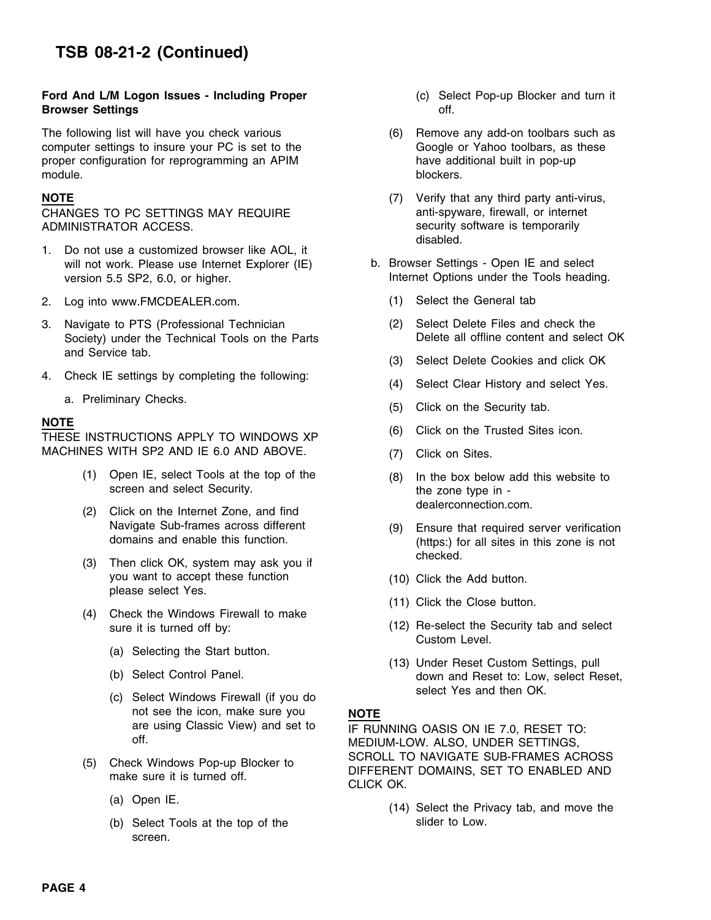## TSB 08-21-2 (Continued)

**Ford And L/M Logon Issues - Including Proper Browser Settings**

The following list will have you check various computer settings to insure your PC is set to the proper configuration for reprogramming an APIM module.

**NOTE**
CHANGES TO PC SETTINGS MAY REQUIRE ADMINISTRATOR ACCESS.

1. Do not use a customized browser like AOL, it will not work. Please use Internet Explorer (IE) version 5.5 SP2, 6.0, or higher.
2. Log into www.FMCDEALER.com.
3. Navigate to PTS (Professional Technician Society) under the Technical Tools on the Parts and Service tab.
4. Check IE settings by completing the following:
   a. Preliminary Checks.

**NOTE**
THESE INSTRUCTIONS APPLY TO WINDOWS XP MACHINES WITH SP2 AND IE 6.0 AND ABOVE.

   (1) Open IE, select Tools at the top of the screen and select Security.

   (2) Click on the Internet Zone, and find Navigate Sub-frames across different domains and enable this function.

   (3) Then click OK, system may ask you if you want to accept these function please select Yes.

   (4) Check the Windows Firewall to make sure it is turned off by:

   (a) Selecting the Start button.

   (b) Select Control Panel.

   (c) Select Windows Firewall (if you do not see the icon, make sure you are using Classic View) and set to off.

   (5) Check Windows Pop-up Blocker to make sure it is turned off.

   (a) Open IE.

   (b) Select Tools at the top of the screen.

   (c) Select Pop-up Blocker and turn it off.

   (6) Remove any add-on toolbars such as Google or Yahoo toolbars, as these have additional built in pop-up blockers.

   (7) Verify that any third party anti-virus, anti-spyware, firewall, or internet security software is temporarily disabled.

   b. Browser Settings - Open IE and select Internet Options under the Tools heading.

   (1) Select the General tab

   (2) Select Delete Files and check the Delete all offline content and select OK

   (3) Select Delete Cookies and click OK

   (4) Select Clear History and select Yes.

   (5) Click on the Security tab.

   (6) Click on the Trusted Sites icon.

   (7) Click on Sites.

   (8) In the box below add this website to the zone type in - dealerconnection.com.

   (9) Ensure that required server verification (https:) for all sites in this zone is not checked.

   (10) Click the Add button.

   (11) Click the Close button.

   (12) Re-select the Security tab and select Custom Level.

   (13) Under Reset Custom Settings, pull down and Reset to: Low, select Reset, select Yes and then OK.

**NOTE**
IF RUNNING OASIS ON IE 7.0, RESET TO: MEDIUM-LOW. ALSO, UNDER SETTINGS, SCROLL TO NAVIGATE SUB-FRAMES ACROSS DIFFERENT DOMAINS, SET TO ENABLED AND CLICK OK.

   (14) Select the Privacy tab, and move the slider to Low.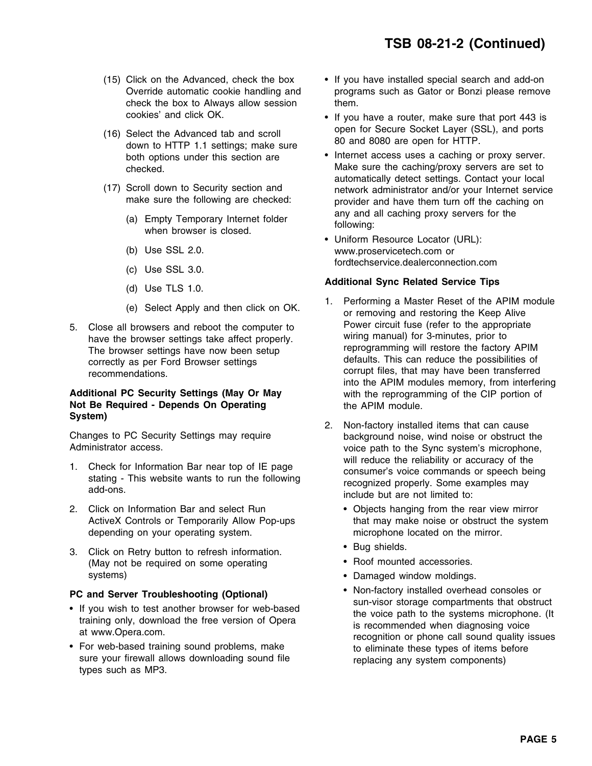(15) Click on the Advanced, check the box Override automatic cookie handling and check the box to Always allow session cookies' and click OK.

(16) Select the Advanced tab and scroll down to HTTP 1.1 settings; make sure both options under this section are checked.

(17) Scroll down to Security section and make sure the following are checked:

   (a) Empty Temporary Internet folder when browser is closed.

   (b) Use SSL 2.0.

   (c) Use SSL 3.0.

   (d) Use TLS 1.0.

   (e) Select Apply and then click on OK.

5. Close all browsers and reboot the computer to have the browser settings take affect properly. The browser settings have now been setup correctly as per Ford Browser settings recommendations.

**Additional PC Security Settings (May Or May Not Be Required - Depends On Operating System)**

Changes to PC Security Settings may require Administrator access.

1. Check for Information Bar near top of IE page stating - This website wants to run the following add-ons.

2. Click on Information Bar and select Run ActiveX Controls or Temporarily Allow Pop-ups depending on your operating system.

3. Click on Retry button to refresh information. (May not be required on some operating systems)

**PC and Server Troubleshooting (Optional)**

- If you wish to test another browser for web-based training only, download the free version of Opera at www.Opera.com.
- For web-based training sound problems, make sure your firewall allows downloading sound file types such as MP3.
- If you have installed special search and add-on programs such as Gator or Bonzi please remove them.
- If you have a router, make sure that port 443 is open for Secure Socket Layer (SSL), and ports 80 and 8080 are open for HTTP.
- Internet access uses a caching or proxy server. Make sure the caching/proxy servers are set to automatically detect settings. Contact your local network administrator and/or your Internet service provider and have them turn off the caching on any and all caching proxy servers for the following:
- Uniform Resource Locator (URL): www.proservicetech.com or fordtechservice.dealerconnection.com

**Additional Sync Related Service Tips**

1. Performing a Master Reset of the APIM module or removing and restoring the Keep Alive Power circuit fuse (refer to the appropriate wiring manual) for 3-minutes, prior to reprogramming will restore the factory APIM defaults. This can reduce the possibilities of corrupt files, that may have been transferred into the APIM modules memory, from interfering with the reprogramming of the CIP portion of the APIM module.

2. Non-factory installed items that can cause background noise, wind noise or obstruct the voice path to the Sync system's microphone, will reduce the reliability or accuracy of the consumer's voice commands or speech being recognized properly. Some examples may include but are not limited to:

   - Objects hanging from the rear view mirror that may make noise or obstruct the system microphone located on the mirror.
   - Bug shields.
   - Roof mounted accessories.
   - Damaged window moldings.
   - Non-factory installed overhead consoles or sun-visor storage compartments that obstruct the voice path to the systems microphone. (It is recommended when diagnosing voice recognition or phone call sound quality issues to eliminate these types of items before replacing any system components)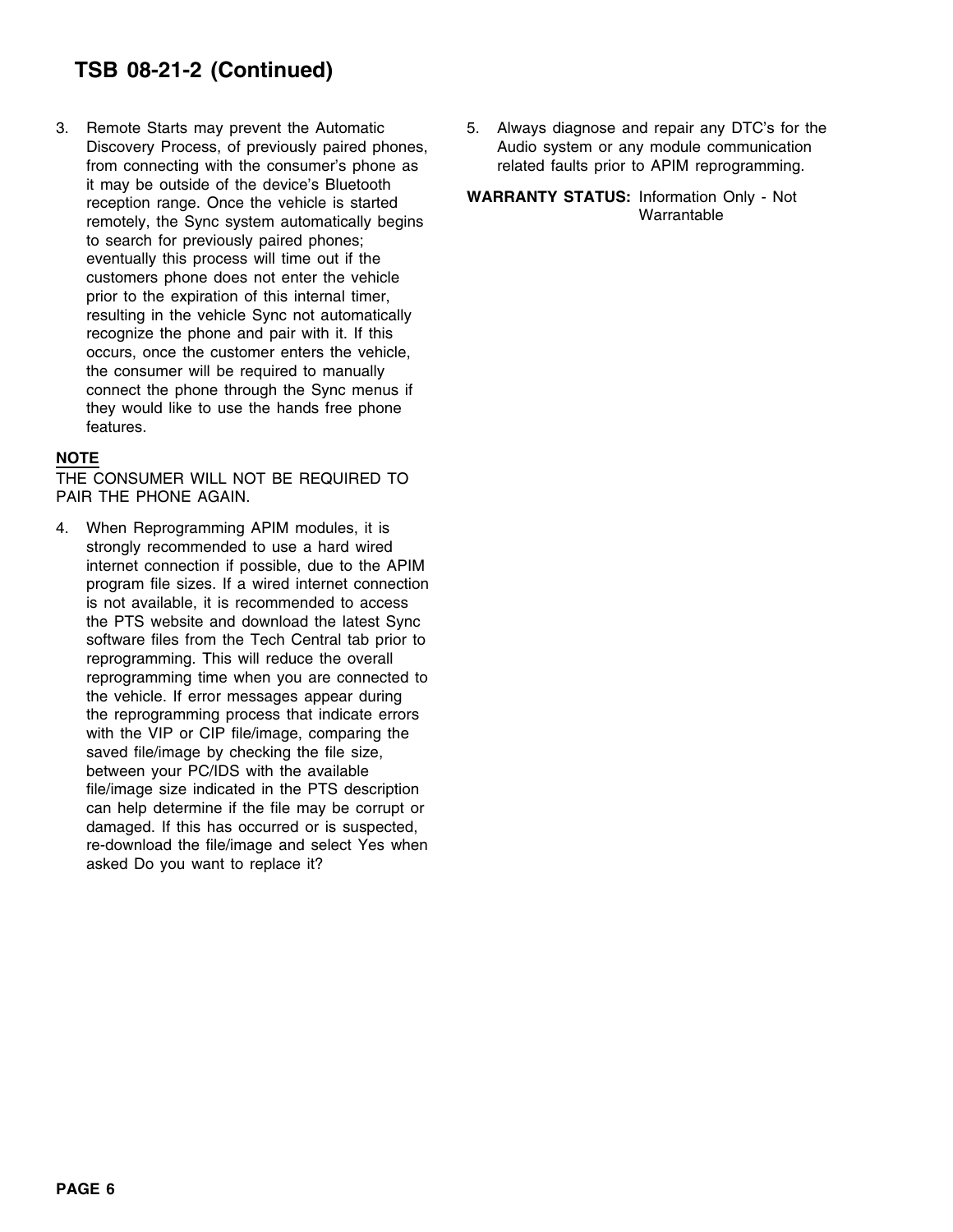# TSB 08-21-2 (Continued)

3. Remote Starts may prevent the Automatic Discovery Process, of previously paired phones, from connecting with the consumer's phone as it may be outside of the device's Bluetooth reception range. Once the vehicle is started remotely, the Sync system automatically begins to search for previously paired phones; eventually this process will time out if the customers phone does not enter the vehicle prior to the expiration of this internal timer, resulting in the vehicle Sync not automatically recognize the phone and pair with it. If this occurs, once the customer enters the vehicle, the consumer will be required to manually connect the phone through the Sync menus if they would like to use the hands free phone features.

**NOTE**
THE CONSUMER WILL NOT BE REQUIRED TO PAIR THE PHONE AGAIN.

4. When Reprogramming APIM modules, it is strongly recommended to use a hard wired internet connection if possible, due to the APIM program file sizes. If a wired internet connection is not available, it is recommended to access the PTS website and download the latest Sync software files from the Tech Central tab prior to reprogramming. This will reduce the overall reprogramming time when you are connected to the vehicle. If error messages appear during the reprogramming process that indicate errors with the VIP or CIP file/image, comparing the saved file/image by checking the file size, between your PC/IDS with the available file/image size indicated in the PTS description can help determine if the file may be corrupt or damaged. If this has occurred or is suspected, re-download the file/image and select Yes when asked Do you want to replace it?

5. Always diagnose and repair any DTC's for the Audio system or any module communication related faults prior to APIM reprogramming.

**WARRANTY STATUS:** Information Only - Not Warrantable